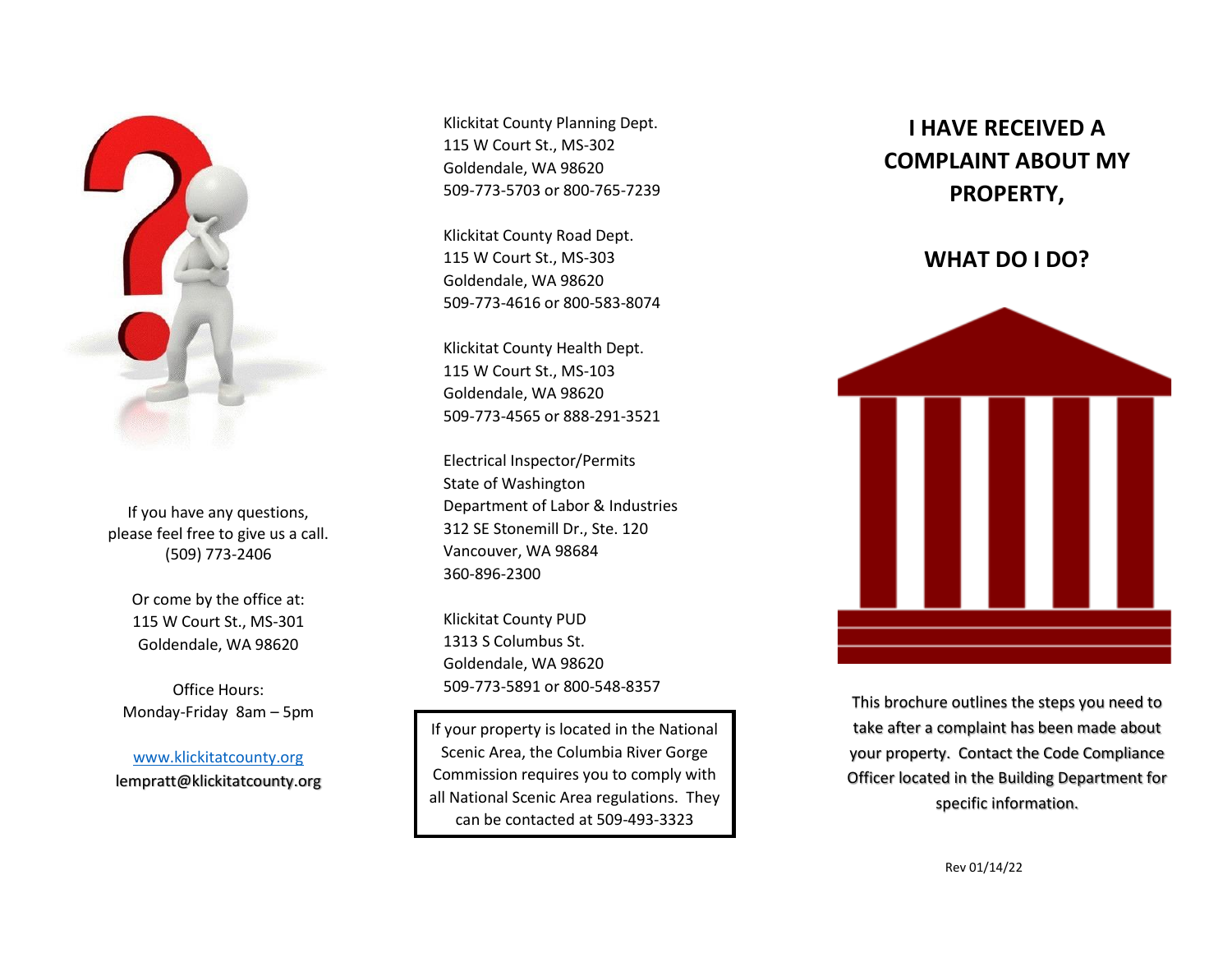If you have any questions, please feel free to give us a call.
(509) 773-2406

Or come by the office at:
115 W Court St., MS-301
Goldendale, WA 98620

Office Hours:
Monday-Friday 8am – 5pm

www.klickitatcounty.org
lempratt@klickitatcounty.org

Klickitat County Planning Dept.
115 W Court St., MS-302
Goldendale, WA 98620
509-773-5703 or 800-765-7239

Klickitat County Road Dept.
115 W Court St., MS-303
Goldendale, WA 98620
509-773-4616 or 800-583-8074

Klickitat County Health Dept.
115 W Court St., MS-103
Goldendale, WA 98620
509-773-4565 or 888-291-3521

Electrical Inspector/Permits
State of Washington
Department of Labor & Industries
312 SE Stonemill Dr., Ste. 120
Vancouver, WA 98684
360-896-2300

Klickitat County PUD
1313 S Columbus St.
Goldendale, WA 98620
509-773-5891 or 800-548-8357

> If your property is located in the National Scenic Area, the Columbia River Gorge Commission requires you to comply with all National Scenic Area regulations. They can be contacted at 509-493-3323

# I HAVE RECEIVED A COMPLAINT ABOUT MY PROPERTY,

# WHAT DO I DO?

This brochure outlines the steps you need to take after a complaint has been made about your property. Contact the Code Compliance Officer located in the Building Department for specific information.

Rev 01/14/22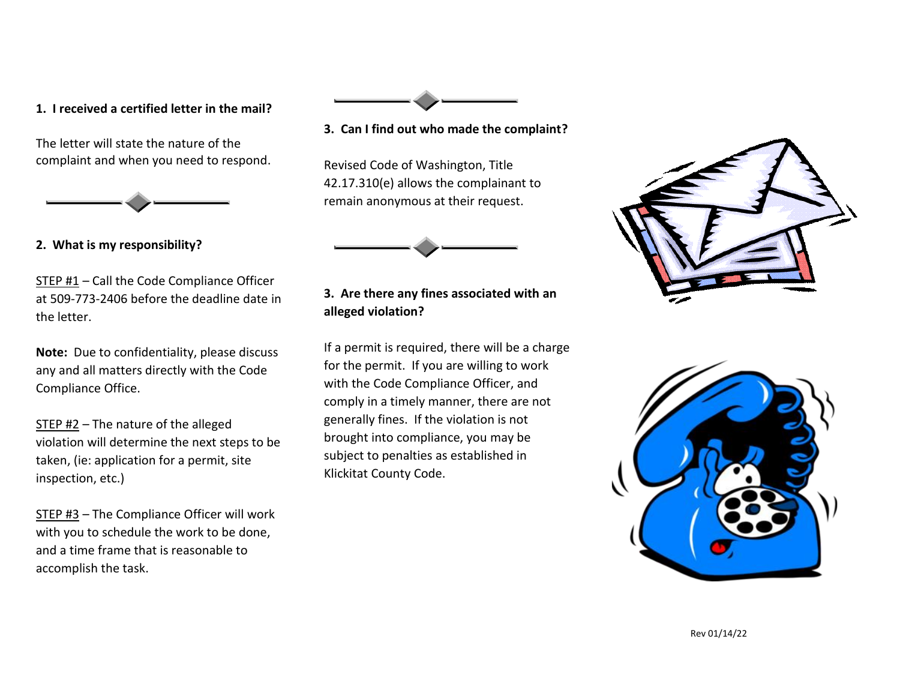**1. I received a certified letter in the mail?**

The letter will state the nature of the complaint and when you need to respond.

**2. What is my responsibility?**

STEP #1 – Call the Code Compliance Officer at 509-773-2406 before the deadline date in the letter.

**Note:** Due to confidentiality, please discuss any and all matters directly with the Code Compliance Office.

STEP #2 – The nature of the alleged violation will determine the next steps to be taken, (ie: application for a permit, site inspection, etc.)

STEP #3 – The Compliance Officer will work with you to schedule the work to be done, and a time frame that is reasonable to accomplish the task.

**3. Can I find out who made the complaint?**

Revised Code of Washington, Title 42.17.310(e) allows the complainant to remain anonymous at their request.

**3. Are there any fines associated with an alleged violation?**

If a permit is required, there will be a charge for the permit. If you are willing to work with the Code Compliance Officer, and comply in a timely manner, there are not generally fines. If the violation is not brought into compliance, you may be subject to penalties as established in Klickitat County Code.

Rev 01/14/22